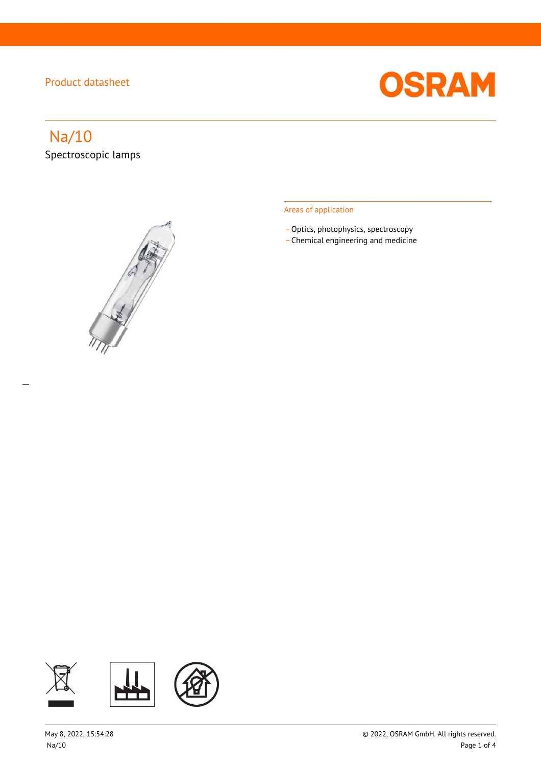Product datasheet

# Na/10

Spectroscopic lamps

## Areas of application

- Optics, photophysics, spectroscopy
- Chemical engineering and medicine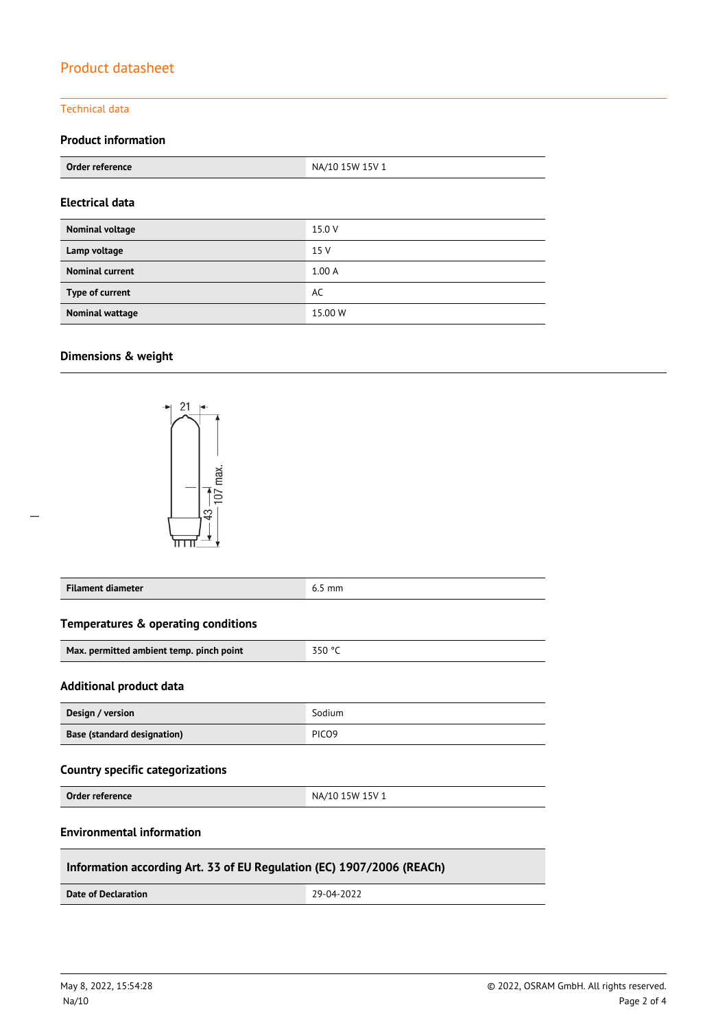# Product datasheet

## Technical data

### Product information

| Order reference | NA/10 15W 15V 1 |
|---|---|

### Electrical data

| Nominal voltage | 15.0 V |
|---|---|
| Lamp voltage | 15 V |
| Nominal current | 1.00 A |
| Type of current | AC |
| Nominal wattage | 15.00 W |

### Dimensions & weight

| Filament diameter | 6.5 mm |
|---|---|

### Temperatures & operating conditions

| Max. permitted ambient temp. pinch point | 350 °C |
|---|---|

### Additional product data

| Design / version | Sodium |
|---|---|
| Base (standard designation) | PICO9 |

### Country specific categorizations

| Order reference | NA/10 15W 15V 1 |
|---|---|

### Environmental information

| Information according Art. 33 of EU Regulation (EC) 1907/2006 (REACh) | |
|---|---|
| Date of Declaration | 29-04-2022 |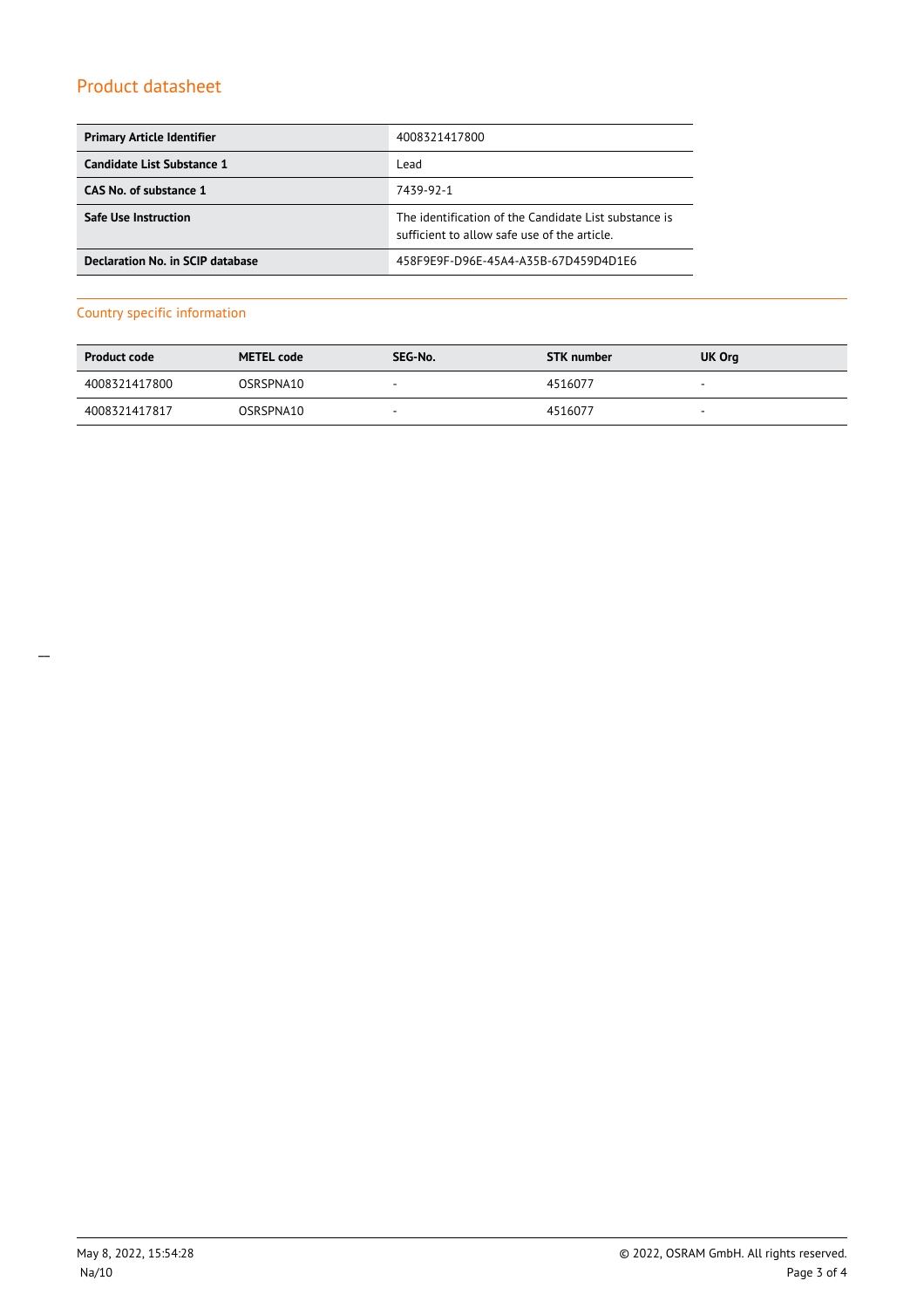| Primary Article Identifier | 4008321417800 |
|---|---|
| Candidate List Substance 1 | Lead |
| CAS No. of substance 1 | 7439-92-1 |
| Safe Use Instruction | The identification of the Candidate List substance is sufficient to allow safe use of the article. |
| Declaration No. in SCIP database | 458F9E9F-D96E-45A4-A35B-67D459D4D1E6 |

## Country specific information

| Product code | METEL code | SEG-No. | STK number | UK Org |
|---|---|---|---|---|
| 4008321417800 | OSRSPNA10 | - | 4516077 | - |
| 4008321417817 | OSRSPNA10 | - | 4516077 | - |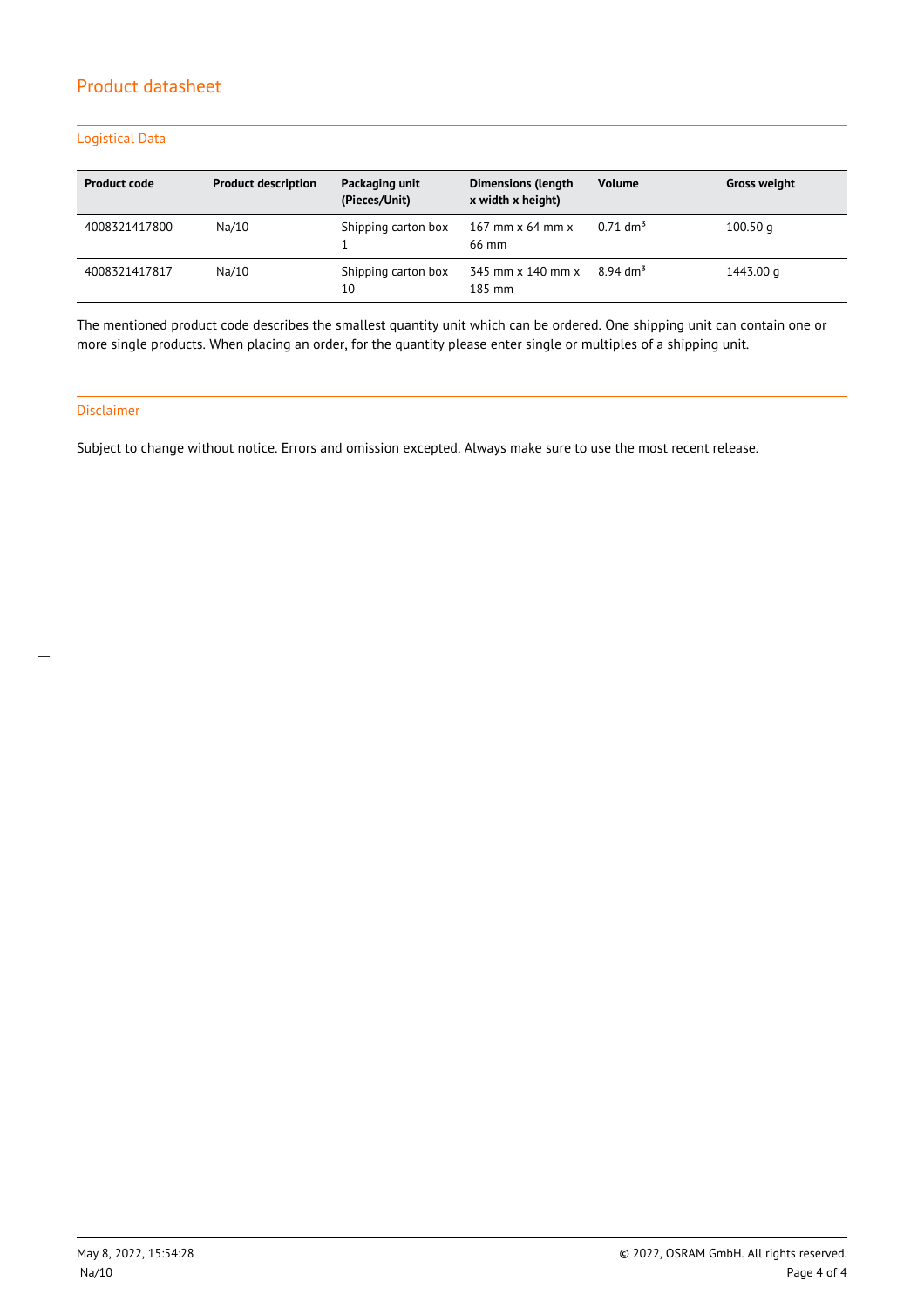# Product datasheet

## Logistical Data

| Product code | Product description | Packaging unit (Pieces/Unit) | Dimensions (length x width x height) | Volume | Gross weight |
|---|---|---|---|---|---|
| 4008321417800 | Na/10 | Shipping carton box 1 | 167 mm x 64 mm x 66 mm | 0.71 dm³ | 100.50 g |
| 4008321417817 | Na/10 | Shipping carton box 10 | 345 mm x 140 mm x 185 mm | 8.94 dm³ | 1443.00 g |

The mentioned product code describes the smallest quantity unit which can be ordered. One shipping unit can contain one or more single products. When placing an order, for the quantity please enter single or multiples of a shipping unit.

## Disclaimer

Subject to change without notice. Errors and omission excepted. Always make sure to use the most recent release.